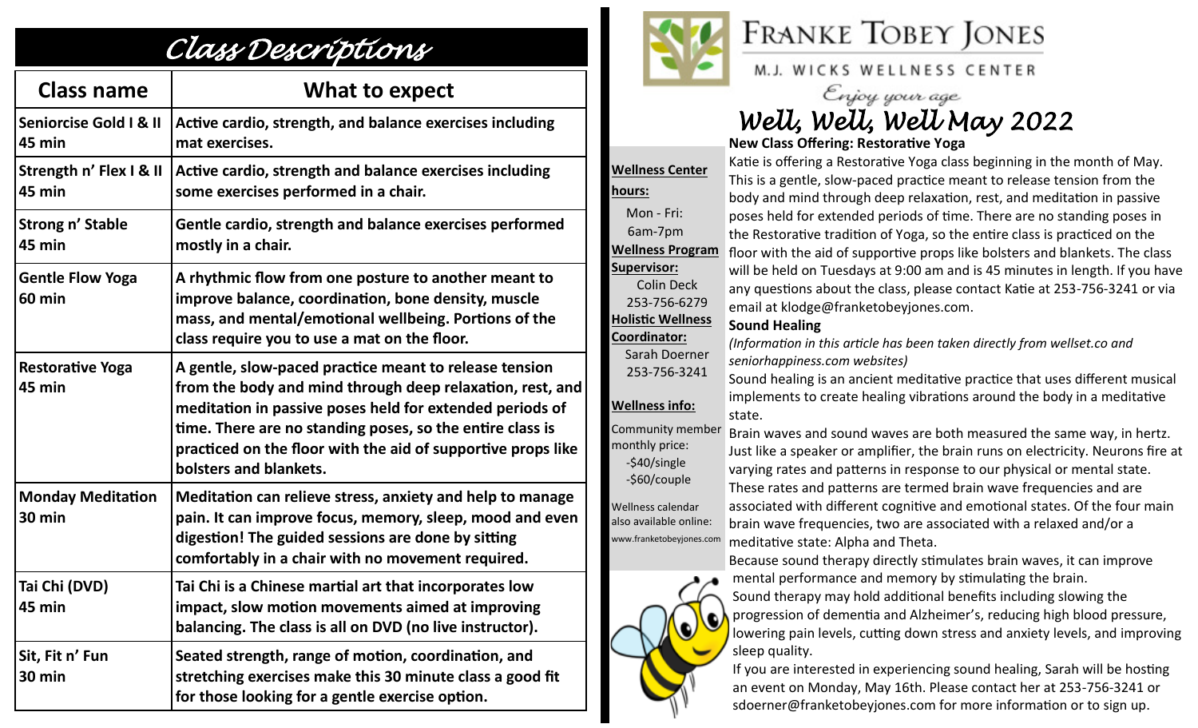# Class Descriptions

| Class name | What to expect |
|---|---|
| **Seniorcise Gold I & II 45 min** | **Active cardio, strength, and balance exercises including mat exercises.** |
| **Strength n' Flex I & II 45 min** | **Active cardio, strength and balance exercises including some exercises performed in a chair.** |
| **Strong n' Stable 45 min** | **Gentle cardio, strength and balance exercises performed mostly in a chair.** |
| **Gentle Flow Yoga 60 min** | **A rhythmic flow from one posture to another meant to improve balance, coordination, bone density, muscle mass, and mental/emotional wellbeing. Portions of the class require you to use a mat on the floor.** |
| **Restorative Yoga 45 min** | **A gentle, slow-paced practice meant to release tension from the body and mind through deep relaxation, rest, and meditation in passive poses held for extended periods of time. There are no standing poses, so the entire class is practiced on the floor with the aid of supportive props like bolsters and blankets.** |
| **Monday Meditation 30 min** | **Meditation can relieve stress, anxiety and help to manage pain. It can improve focus, memory, sleep, mood and even digestion! The guided sessions are done by sitting comfortably in a chair with no movement required.** |
| **Tai Chi (DVD) 45 min** | **Tai Chi is a Chinese martial art that incorporates low impact, slow motion movements aimed at improving balancing. The class is all on DVD (no live instructor).** |
| **Sit, Fit n' Fun 30 min** | **Seated strength, range of motion, coordination, and stretching exercises make this 30 minute class a good fit for those looking for a gentle exercise option.** |

# FRANKE TOBEY JONES

M.J. WICKS WELLNESS CENTER

*Enjoy your age*

## *Well, Well, Well May 2022*

**Wellness Center hours:**
Mon - Fri:
6am-7pm

**Wellness Program Supervisor:**
Colin Deck
253-756-6279

**Holistic Wellness Coordinator:**
Sarah Doerner
253-756-3241

**Wellness info:**

Community member monthly price:
- -$40/single
- -$60/couple

Wellness calendar also available online:
www.franketobeyjones.com

### New Class Offering: Restorative Yoga

Katie is offering a Restorative Yoga class beginning in the month of May. This is a gentle, slow-paced practice meant to release tension from the body and mind through deep relaxation, rest, and meditation in passive poses held for extended periods of time. There are no standing poses in the Restorative tradition of Yoga, so the entire class is practiced on the floor with the aid of supportive props like bolsters and blankets. The class will be held on Tuesdays at 9:00 am and is 45 minutes in length. If you have any questions about the class, please contact Katie at 253-756-3241 or via email at klodge@franketobeyjones.com.

### Sound Healing

*(Information in this article has been taken directly from wellset.co and seniorhappiness.com websites)*

Sound healing is an ancient meditative practice that uses different musical implements to create healing vibrations around the body in a meditative state.

Brain waves and sound waves are both measured the same way, in hertz. Just like a speaker or amplifier, the brain runs on electricity. Neurons fire at varying rates and patterns in response to our physical or mental state. These rates and patterns are termed brain wave frequencies and are associated with different cognitive and emotional states. Of the four main brain wave frequencies, two are associated with a relaxed and/or a meditative state: Alpha and Theta.

Because sound therapy directly stimulates brain waves, it can improve mental performance and memory by stimulating the brain.

Sound therapy may hold additional benefits including slowing the progression of dementia and Alzheimer's, reducing high blood pressure, lowering pain levels, cutting down stress and anxiety levels, and improving sleep quality.

If you are interested in experiencing sound healing, Sarah will be hosting an event on Monday, May 16th. Please contact her at 253-756-3241 or sdoerner@franketobeyjones.com for more information or to sign up.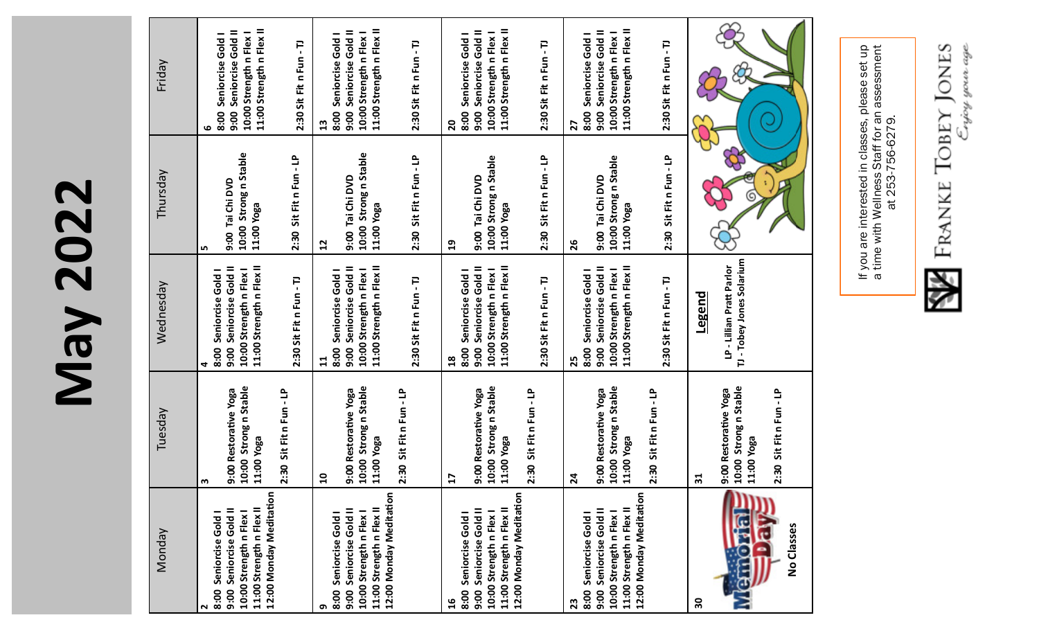# May 2022

| Monday | Tuesday | Wednesday | Thursday | Friday |
|---|---|---|---|---|
| 2<br>8:00 Seniorcise Gold I<br>9:00 Seniorcise Gold II<br>10:00 Strength n Flex I<br>11:00 Strength n Flex II<br>12:00 Monday Meditation | 3<br>9:00 Restorative Yoga<br>10:00 Strong n Stable<br>11:00 Yoga<br>2:30 Sit Fit n Fun - LP | 4<br>8:00 Seniorcise Gold I<br>9:00 Seniorcise Gold II<br>10:00 Strength n Flex I<br>11:00 Strength n Flex II<br>2:30 Sit Fit n Fun - TJ | 5<br>9:00 Tai Chi DVD<br>10:00 Strong n Stable<br>11:00 Yoga<br>2:30 Sit Fit n Fun - LP | 6<br>8:00 Seniorcise Gold I<br>9:00 Seniorcise Gold II<br>10:00 Strength n Flex I<br>11:00 Strength n Flex II<br>2:30 Sit Fit n Fun - TJ |
| 9<br>8:00 Seniorcise Gold I<br>9:00 Seniorcise Gold II<br>10:00 Strength n Flex I<br>11:00 Strength n Flex II<br>12:00 Monday Meditation | 10<br>9:00 Restorative Yoga<br>10:00 Strong n Stable<br>11:00 Yoga<br>2:30 Sit Fit n Fun - LP | 11<br>8:00 Seniorcise Gold I<br>9:00 Seniorcise Gold II<br>10:00 Strength n Flex I<br>11:00 Strength n Flex II<br>2:30 Sit Fit n Fun - TJ | 12<br>9:00 Tai Chi DVD<br>10:00 Strong n Stable<br>11:00 Yoga<br>2:30 Sit Fit n Fun - LP | 13<br>8:00 Seniorcise Gold I<br>9:00 Seniorcise Gold II<br>10:00 Strength n Flex I<br>11:00 Strength n Flex II<br>2:30 Sit Fit n Fun - TJ |
| 16<br>8:00 Seniorcise Gold I<br>9:00 Seniorcise Gold II<br>10:00 Strength n Flex I<br>11:00 Strength n Flex II<br>12:00 Monday Meditation | 17<br>9:00 Restorative Yoga<br>10:00 Strong n Stable<br>11:00 Yoga<br>2:30 Sit Fit n Fun - LP | 18<br>8:00 Seniorcise Gold I<br>9:00 Seniorcise Gold II<br>10:00 Strength n Flex I<br>11:00 Strength n Flex II<br>2:30 Sit Fit n Fun - TJ | 19<br>9:00 Tai Chi DVD<br>10:00 Strong n Stable<br>11:00 Yoga<br>2:30 Sit Fit n Fun - LP | 20<br>8:00 Seniorcise Gold I<br>9:00 Seniorcise Gold II<br>10:00 Strength n Flex I<br>11:00 Strength n Flex II<br>2:30 Sit Fit n Fun - TJ |
| 23<br>8:00 Seniorcise Gold I<br>9:00 Seniorcise Gold II<br>10:00 Strength n Flex I<br>11:00 Strength n Flex II<br>12:00 Monday Meditation | 24<br>9:00 Restorative Yoga<br>10:00 Strong n Stable<br>11:00 Yoga<br>2:30 Sit Fit n Fun - LP | 25<br>8:00 Seniorcise Gold I<br>9:00 Seniorcise Gold II<br>10:00 Strength n Flex I<br>11:00 Strength n Flex II<br>2:30 Sit Fit n Fun - TJ | 26<br>9:00 Tai Chi DVD<br>10:00 Strong n Stable<br>11:00 Yoga<br>2:30 Sit Fit n Fun - LP | 27<br>8:00 Seniorcise Gold I<br>9:00 Seniorcise Gold II<br>10:00 Strength n Flex I<br>11:00 Strength n Flex II<br>2:30 Sit Fit n Fun - TJ |
| 30<br>Memorial Day<br>No Classes | 31<br>9:00 Restorative Yoga<br>10:00 Strong n Stable<br>11:00 Yoga<br>2:30 Sit Fit n Fun - LP | **Legend**<br>LP - Lillian Pratt Parlor<br>TJ - Tobey Jones Solarium | | |

If you are interested in classes, please set up a time with Wellness Staff for an assessment at 253-756-6279.

FRANKE TOBEY JONES
*Enjoy your age*